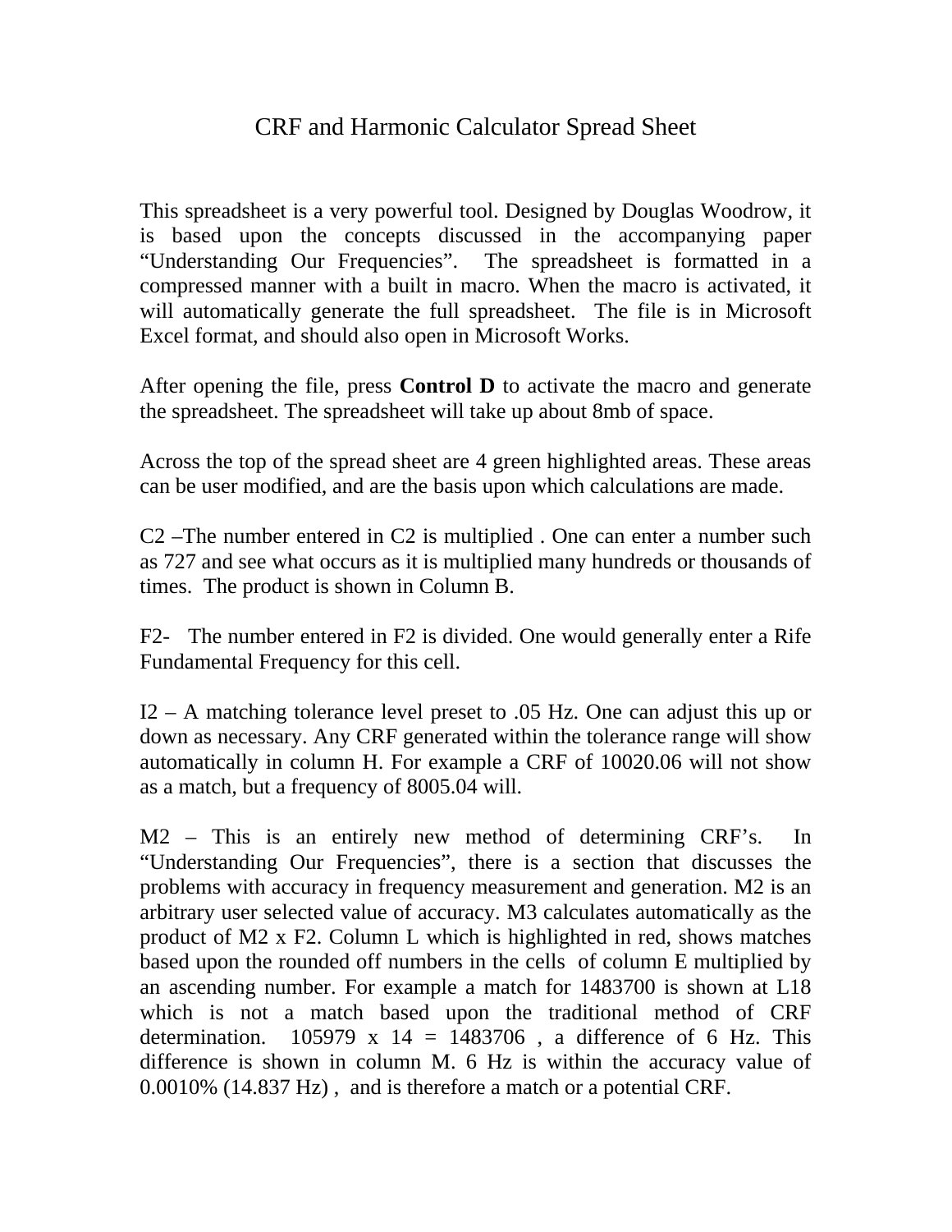# CRF and Harmonic Calculator Spread Sheet

This spreadsheet is a very powerful tool. Designed by Douglas Woodrow, it is based upon the concepts discussed in the accompanying paper "Understanding Our Frequencies". The spreadsheet is formatted in a compressed manner with a built in macro. When the macro is activated, it will automatically generate the full spreadsheet. The file is in Microsoft Excel format, and should also open in Microsoft Works.

After opening the file, press **Control D** to activate the macro and generate the spreadsheet. The spreadsheet will take up about 8mb of space.

Across the top of the spread sheet are 4 green highlighted areas. These areas can be user modified, and are the basis upon which calculations are made.

C2 –The number entered in C2 is multiplied . One can enter a number such as 727 and see what occurs as it is multiplied many hundreds or thousands of times. The product is shown in Column B.

F2- The number entered in F2 is divided. One would generally enter a Rife Fundamental Frequency for this cell.

I2 – A matching tolerance level preset to .05 Hz. One can adjust this up or down as necessary. Any CRF generated within the tolerance range will show automatically in column H. For example a CRF of 10020.06 will not show as a match, but a frequency of 8005.04 will.

M2 – This is an entirely new method of determining CRF's. In "Understanding Our Frequencies", there is a section that discusses the problems with accuracy in frequency measurement and generation. M2 is an arbitrary user selected value of accuracy. M3 calculates automatically as the product of M2 x F2. Column L which is highlighted in red, shows matches based upon the rounded off numbers in the cells of column E multiplied by an ascending number. For example a match for 1483700 is shown at L18 which is not a match based upon the traditional method of CRF determination. 105979 x 14 = 1483706 , a difference of 6 Hz. This difference is shown in column M. 6 Hz is within the accuracy value of 0.0010% (14.837 Hz) , and is therefore a match or a potential CRF.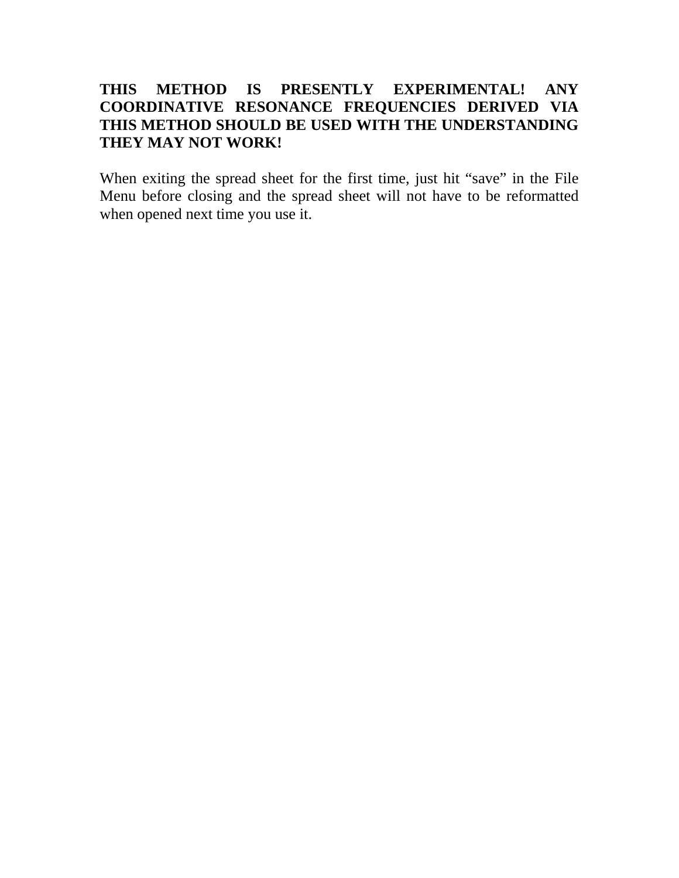**THIS METHOD IS PRESENTLY EXPERIMENTAL! ANY COORDINATIVE RESONANCE FREQUENCIES DERIVED VIA THIS METHOD SHOULD BE USED WITH THE UNDERSTANDING THEY MAY NOT WORK!**

When exiting the spread sheet for the first time, just hit "save" in the File Menu before closing and the spread sheet will not have to be reformatted when opened next time you use it.